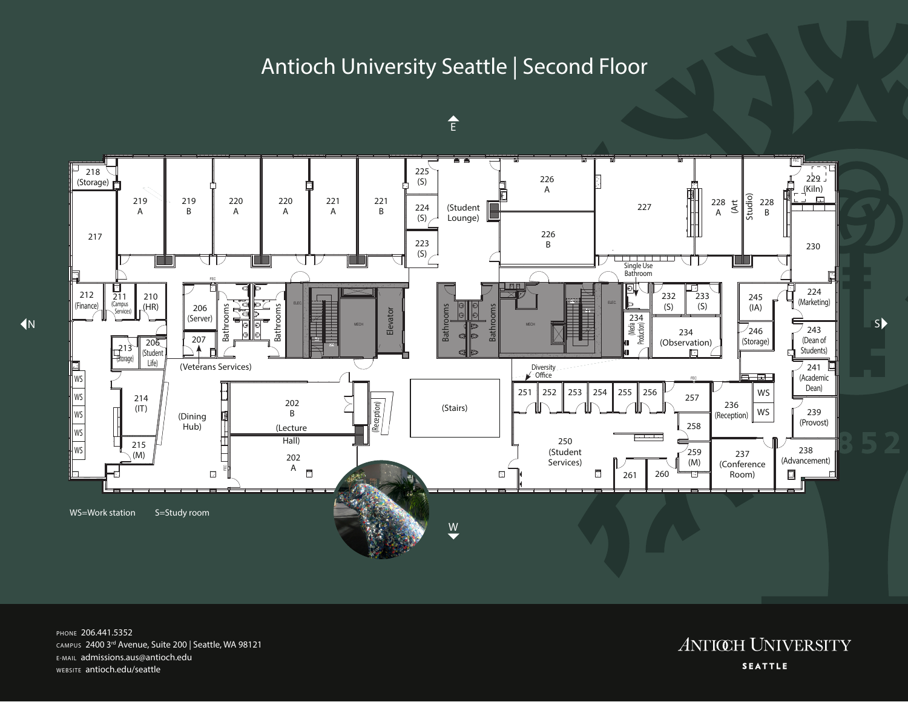# Antioch University Seattle | Second Floor

E

N

S

W

218 (Storage)
219 A
219 B
220 A
220 A
221 A
221 B
225 (S)
224 (S)
223 (S)
(Student Lounge)
226 A
226 B
227
228 A
(Art Studio)
228 B
229 (Kiln)
230
217
212 (Finance)
211 (Campus Services)
210 (HR)
206 (Server)
207
Bathrooms
Bathrooms
Elevator
Bathrooms
Bathrooms
Single Use Bathroom
232 (S)
233 (S)
234 (Media Production)
234 (Observation)
245 (IA)
246 (Storage)
224 (Marketing)
243 (Dean of Students)
241 (Academic Dean)
239 (Provost)
238 (Advancement)
213 (Storage)
206 (Student Life)
(Veterans Services)
Diversity Office
WS
WS
WS
WS
WS
214 (IT)
215 (M)
(Dining Hub)
202 B (Lecture Hall)
202 A
(Reception)
(Stairs)
251
252
253
254
255
256
257
258
259 (M)
260
261
250 (Student Services)
236 (Reception)
WS
WS
237 (Conference Room)

WS=Work station    S=Study room

PHONE 206.441.5352
CAMPUS 2400 3rd Avenue, Suite 200 | Seattle, WA 98121
E-MAIL admissions.aus@antioch.edu
WEBSITE antioch.edu/seattle

ANTIOCH UNIVERSITY
SEATTLE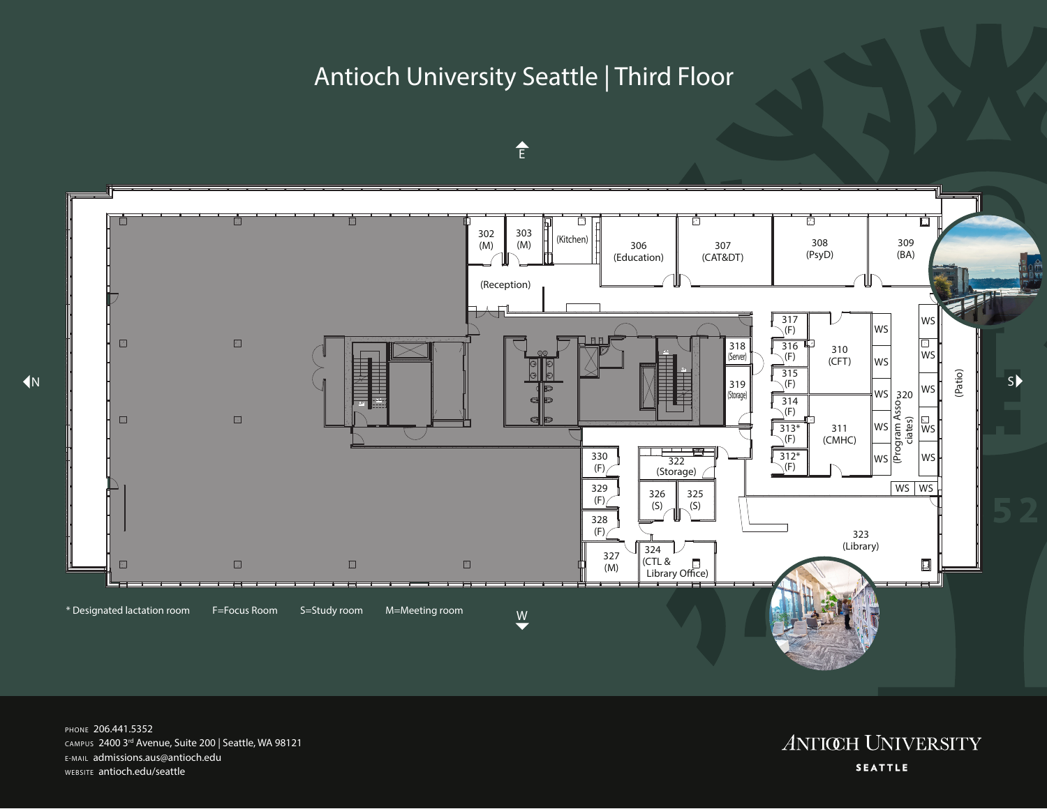# Antioch University Seattle | Third Floor

E

N

S

W

302 (M)
303 (M)
(Kitchen)
306 (Education)
307 (CAT&DT)
308 (PsyD)
309 (BA)
(Reception)
317 (F)
316 (F)
315 (F)
314 (F)
313* (F)
312* (F)
310 (CFT)
311 (CMHC)
318 (Server)
319 (Storage)
320 (Program Associates)
WS
(Patio)
330 (F)
329 (F)
328 (F)
327 (M)
322 (Storage)
326 (S)
325 (S)
324 (CTL & Library Office)
323 (Library)

\* Designated lactation room F=Focus Room S=Study room M=Meeting room

PHONE 206.441.5352
CAMPUS 2400 3rd Avenue, Suite 200 | Seattle, WA 98121
E-MAIL admissions.aus@antioch.edu
WEBSITE antioch.edu/seattle

ANTIOCH UNIVERSITY
SEATTLE